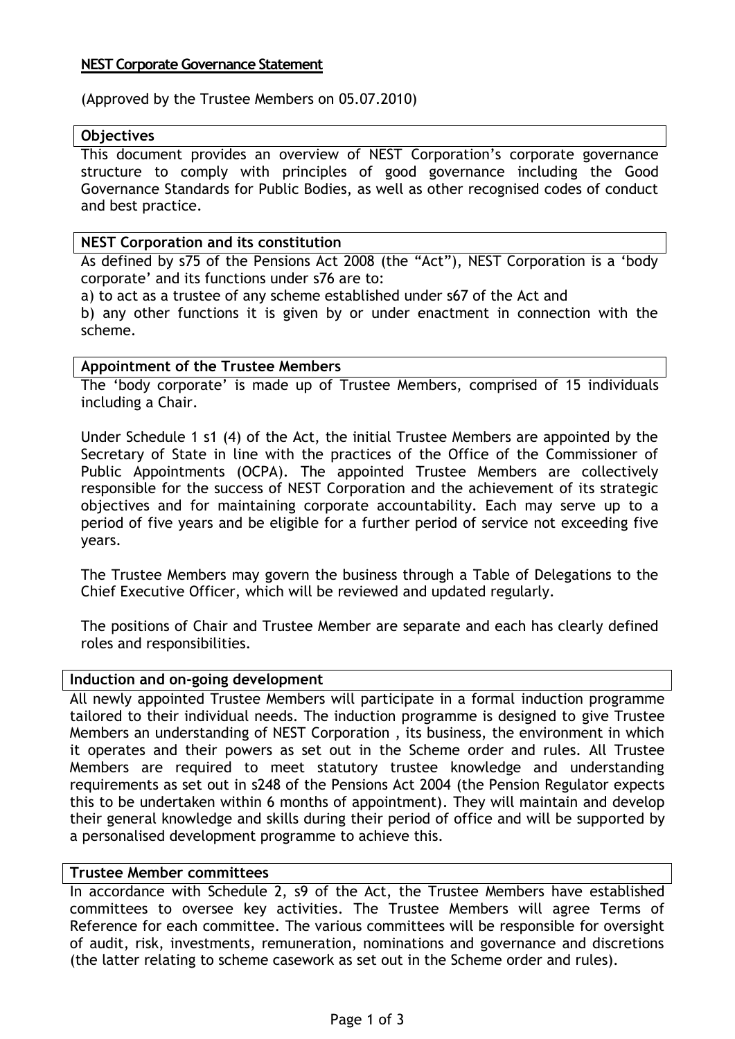# NEST Corporate Governance Statement

(Approved by the Trustee Members on 05.07.2010)

## Objectives

This document provides an overview of NEST Corporation's corporate governance structure to comply with principles of good governance including the Good Governance Standards for Public Bodies, as well as other recognised codes of conduct and best practice.

## NEST Corporation and its constitution

As defined by s75 of the Pensions Act 2008 (the "Act"), NEST Corporation is a 'body corporate' and its functions under s76 are to:

a) to act as a trustee of any scheme established under s67 of the Act and

b) any other functions it is given by or under enactment in connection with the scheme.

## Appointment of the Trustee Members

The 'body corporate' is made up of Trustee Members, comprised of 15 individuals including a Chair.

Under Schedule 1 s1 (4) of the Act, the initial Trustee Members are appointed by the Secretary of State in line with the practices of the Office of the Commissioner of Public Appointments (OCPA). The appointed Trustee Members are collectively responsible for the success of NEST Corporation and the achievement of its strategic objectives and for maintaining corporate accountability. Each may serve up to a period of five years and be eligible for a further period of service not exceeding five years.

The Trustee Members may govern the business through a Table of Delegations to the Chief Executive Officer, which will be reviewed and updated regularly.

The positions of Chair and Trustee Member are separate and each has clearly defined roles and responsibilities.

## Induction and on-going development

All newly appointed Trustee Members will participate in a formal induction programme tailored to their individual needs. The induction programme is designed to give Trustee Members an understanding of NEST Corporation , its business, the environment in which it operates and their powers as set out in the Scheme order and rules. All Trustee Members are required to meet statutory trustee knowledge and understanding requirements as set out in s248 of the Pensions Act 2004 (the Pension Regulator expects this to be undertaken within 6 months of appointment). They will maintain and develop their general knowledge and skills during their period of office and will be supported by a personalised development programme to achieve this.

## Trustee Member committees

In accordance with Schedule 2, s9 of the Act, the Trustee Members have established committees to oversee key activities. The Trustee Members will agree Terms of Reference for each committee. The various committees will be responsible for oversight of audit, risk, investments, remuneration, nominations and governance and discretions (the latter relating to scheme casework as set out in the Scheme order and rules).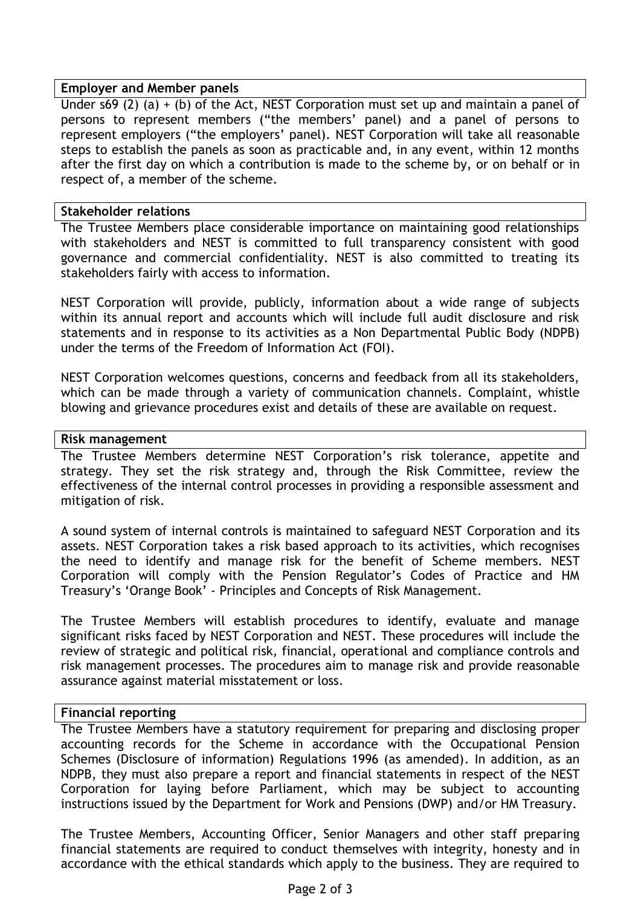## Employer and Member panels

Under s69 (2) (a) + (b) of the Act, NEST Corporation must set up and maintain a panel of persons to represent members ("the members' panel) and a panel of persons to represent employers ("the employers' panel). NEST Corporation will take all reasonable steps to establish the panels as soon as practicable and, in any event, within 12 months after the first day on which a contribution is made to the scheme by, or on behalf or in respect of, a member of the scheme.

## Stakeholder relations

The Trustee Members place considerable importance on maintaining good relationships with stakeholders and NEST is committed to full transparency consistent with good governance and commercial confidentiality. NEST is also committed to treating its stakeholders fairly with access to information.

NEST Corporation will provide, publicly, information about a wide range of subjects within its annual report and accounts which will include full audit disclosure and risk statements and in response to its activities as a Non Departmental Public Body (NDPB) under the terms of the Freedom of Information Act (FOI).

NEST Corporation welcomes questions, concerns and feedback from all its stakeholders, which can be made through a variety of communication channels. Complaint, whistle blowing and grievance procedures exist and details of these are available on request.

## Risk management

The Trustee Members determine NEST Corporation's risk tolerance, appetite and strategy. They set the risk strategy and, through the Risk Committee, review the effectiveness of the internal control processes in providing a responsible assessment and mitigation of risk.

A sound system of internal controls is maintained to safeguard NEST Corporation and its assets. NEST Corporation takes a risk based approach to its activities, which recognises the need to identify and manage risk for the benefit of Scheme members. NEST Corporation will comply with the Pension Regulator's Codes of Practice and HM Treasury's 'Orange Book' - Principles and Concepts of Risk Management.

The Trustee Members will establish procedures to identify, evaluate and manage significant risks faced by NEST Corporation and NEST. These procedures will include the review of strategic and political risk, financial, operational and compliance controls and risk management processes. The procedures aim to manage risk and provide reasonable assurance against material misstatement or loss.

## Financial reporting

The Trustee Members have a statutory requirement for preparing and disclosing proper accounting records for the Scheme in accordance with the Occupational Pension Schemes (Disclosure of information) Regulations 1996 (as amended). In addition, as an NDPB, they must also prepare a report and financial statements in respect of the NEST Corporation for laying before Parliament, which may be subject to accounting instructions issued by the Department for Work and Pensions (DWP) and/or HM Treasury.

The Trustee Members, Accounting Officer, Senior Managers and other staff preparing financial statements are required to conduct themselves with integrity, honesty and in accordance with the ethical standards which apply to the business. They are required to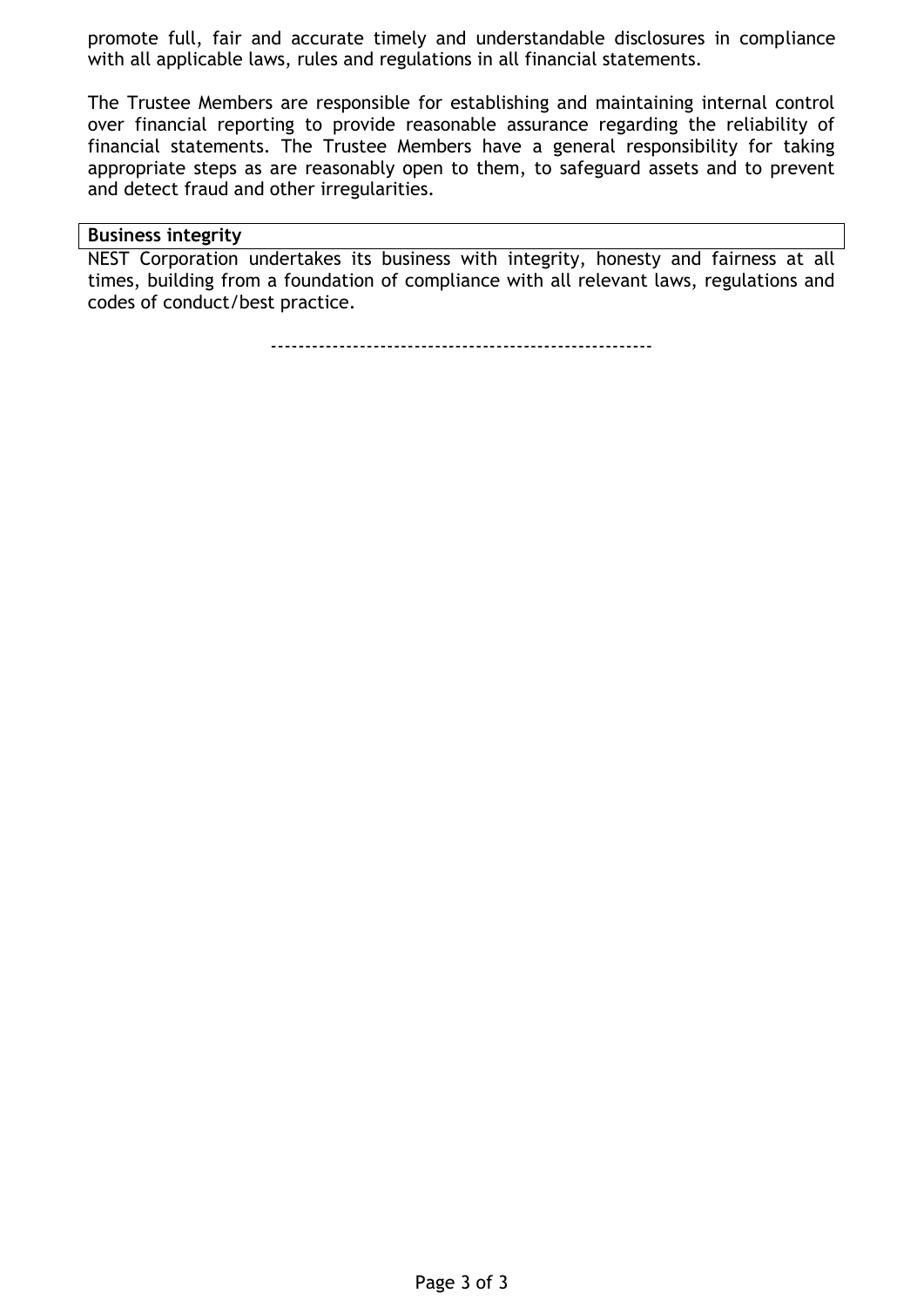promote full, fair and accurate timely and understandable disclosures in compliance with all applicable laws, rules and regulations in all financial statements.

The Trustee Members are responsible for establishing and maintaining internal control over financial reporting to provide reasonable assurance regarding the reliability of financial statements. The Trustee Members have a general responsibility for taking appropriate steps as are reasonably open to them, to safeguard assets and to prevent and detect fraud and other irregularities.

**Business integrity**

NEST Corporation undertakes its business with integrity, honesty and fairness at all times, building from a foundation of compliance with all relevant laws, regulations and codes of conduct/best practice.

------------------------------------------------------